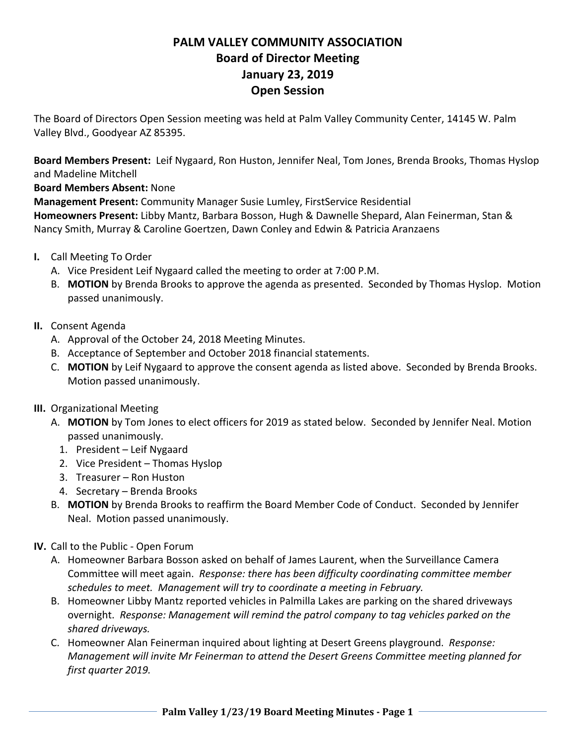# PALM VALLEY COMMUNITY ASSOCIATION
## Board of Director Meeting
## January 23, 2019
## Open Session

The Board of Directors Open Session meeting was held at Palm Valley Community Center, 14145 W. Palm Valley Blvd., Goodyear AZ 85395.

**Board Members Present:** Leif Nygaard, Ron Huston, Jennifer Neal, Tom Jones, Brenda Brooks, Thomas Hyslop and Madeline Mitchell
**Board Members Absent:** None
**Management Present:** Community Manager Susie Lumley, FirstService Residential
**Homeowners Present:** Libby Mantz, Barbara Bosson, Hugh & Dawnelle Shepard, Alan Feinerman, Stan & Nancy Smith, Murray & Caroline Goertzen, Dawn Conley and Edwin & Patricia Aranzaens

**I.** Call Meeting To Order
   A. Vice President Leif Nygaard called the meeting to order at 7:00 P.M.
   B. **MOTION** by Brenda Brooks to approve the agenda as presented. Seconded by Thomas Hyslop. Motion passed unanimously.

**II.** Consent Agenda
   A. Approval of the October 24, 2018 Meeting Minutes.
   B. Acceptance of September and October 2018 financial statements.
   C. **MOTION** by Leif Nygaard to approve the consent agenda as listed above. Seconded by Brenda Brooks. Motion passed unanimously.

**III.** Organizational Meeting
   A. **MOTION** by Tom Jones to elect officers for 2019 as stated below. Seconded by Jennifer Neal. Motion passed unanimously.
      1. President – Leif Nygaard
      2. Vice President – Thomas Hyslop
      3. Treasurer – Ron Huston
      4. Secretary – Brenda Brooks
   B. **MOTION** by Brenda Brooks to reaffirm the Board Member Code of Conduct. Seconded by Jennifer Neal. Motion passed unanimously.

**IV.** Call to the Public - Open Forum
   A. Homeowner Barbara Bosson asked on behalf of James Laurent, when the Surveillance Camera Committee will meet again. *Response: there has been difficulty coordinating committee member schedules to meet. Management will try to coordinate a meeting in February.*
   B. Homeowner Libby Mantz reported vehicles in Palmilla Lakes are parking on the shared driveways overnight. *Response: Management will remind the patrol company to tag vehicles parked on the shared driveways.*
   C. Homeowner Alan Feinerman inquired about lighting at Desert Greens playground. *Response: Management will invite Mr Feinerman to attend the Desert Greens Committee meeting planned for first quarter 2019.*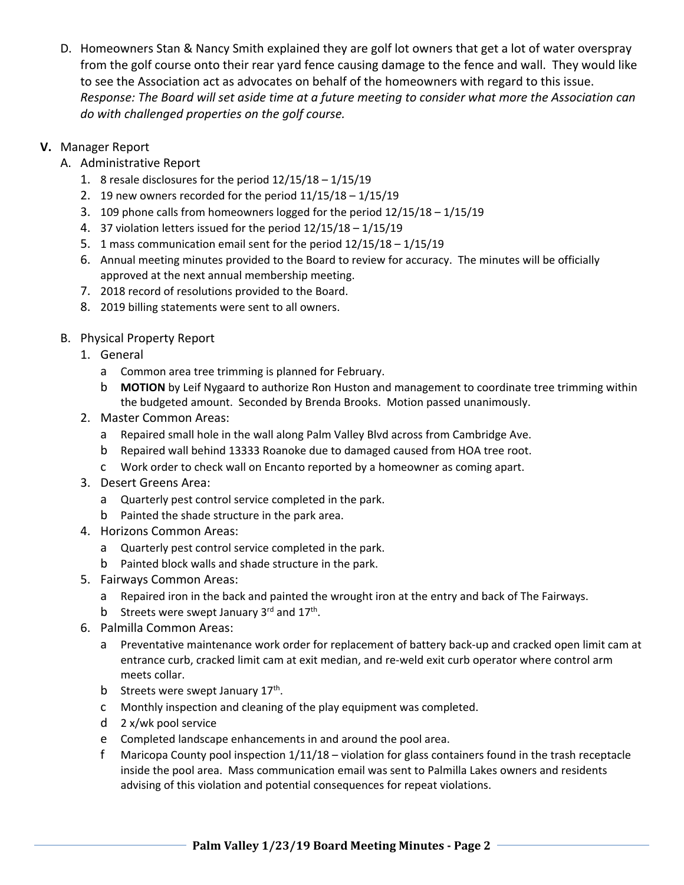D. Homeowners Stan & Nancy Smith explained they are golf lot owners that get a lot of water overspray from the golf course onto their rear yard fence causing damage to the fence and wall. They would like to see the Association act as advocates on behalf of the homeowners with regard to this issue. *Response: The Board will set aside time at a future meeting to consider what more the Association can do with challenged properties on the golf course.*

**V.** Manager Report

A. Administrative Report
1. 8 resale disclosures for the period 12/15/18 – 1/15/19
2. 19 new owners recorded for the period 11/15/18 – 1/15/19
3. 109 phone calls from homeowners logged for the period 12/15/18 – 1/15/19
4. 37 violation letters issued for the period 12/15/18 – 1/15/19
5. 1 mass communication email sent for the period 12/15/18 – 1/15/19
6. Annual meeting minutes provided to the Board to review for accuracy. The minutes will be officially approved at the next annual membership meeting.
7. 2018 record of resolutions provided to the Board.
8. 2019 billing statements were sent to all owners.

B. Physical Property Report
1. General
   a Common area tree trimming is planned for February.
   b **MOTION** by Leif Nygaard to authorize Ron Huston and management to coordinate tree trimming within the budgeted amount. Seconded by Brenda Brooks. Motion passed unanimously.
2. Master Common Areas:
   a Repaired small hole in the wall along Palm Valley Blvd across from Cambridge Ave.
   b Repaired wall behind 13333 Roanoke due to damaged caused from HOA tree root.
   c Work order to check wall on Encanto reported by a homeowner as coming apart.
3. Desert Greens Area:
   a Quarterly pest control service completed in the park.
   b Painted the shade structure in the park area.
4. Horizons Common Areas:
   a Quarterly pest control service completed in the park.
   b Painted block walls and shade structure in the park.
5. Fairways Common Areas:
   a Repaired iron in the back and painted the wrought iron at the entry and back of The Fairways.
   b Streets were swept January 3rd and 17th.
6. Palmilla Common Areas:
   a Preventative maintenance work order for replacement of battery back-up and cracked open limit cam at entrance curb, cracked limit cam at exit median, and re-weld exit curb operator where control arm meets collar.
   b Streets were swept January 17th.
   c Monthly inspection and cleaning of the play equipment was completed.
   d 2 x/wk pool service
   e Completed landscape enhancements in and around the pool area.
   f Maricopa County pool inspection 1/11/18 – violation for glass containers found in the trash receptacle inside the pool area. Mass communication email was sent to Palmilla Lakes owners and residents advising of this violation and potential consequences for repeat violations.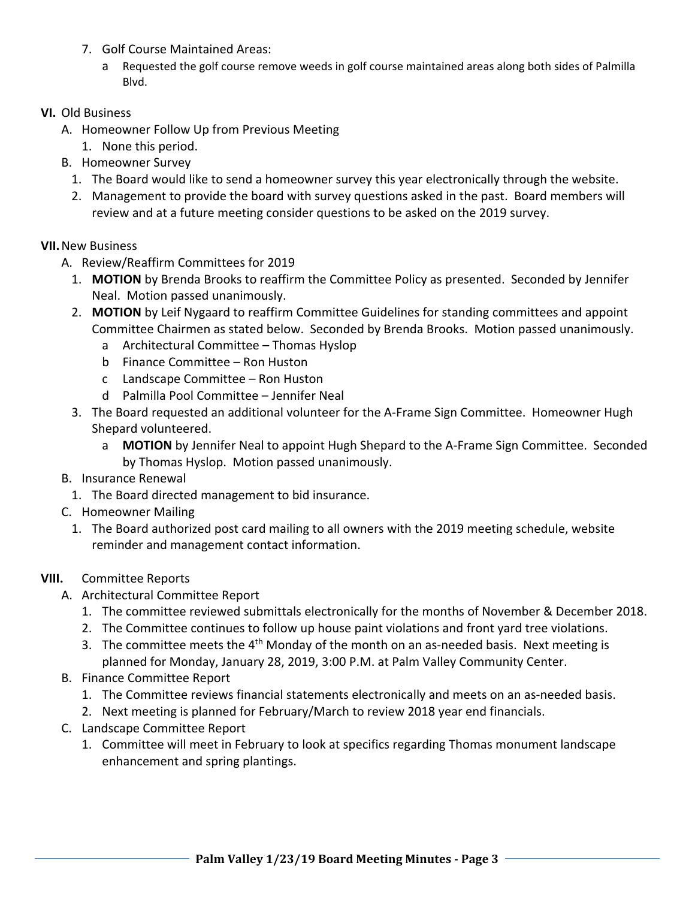7. Golf Course Maintained Areas:
   a. Requested the golf course remove weeds in golf course maintained areas along both sides of Palmilla Blvd.

**VI.** Old Business

A. Homeowner Follow Up from Previous Meeting
   1. None this period.

B. Homeowner Survey
   1. The Board would like to send a homeowner survey this year electronically through the website.
   2. Management to provide the board with survey questions asked in the past. Board members will review and at a future meeting consider questions to be asked on the 2019 survey.

**VII.** New Business

A. Review/Reaffirm Committees for 2019
   1. **MOTION** by Brenda Brooks to reaffirm the Committee Policy as presented. Seconded by Jennifer Neal. Motion passed unanimously.
   2. **MOTION** by Leif Nygaard to reaffirm Committee Guidelines for standing committees and appoint Committee Chairmen as stated below. Seconded by Brenda Brooks. Motion passed unanimously.
      a. Architectural Committee – Thomas Hyslop
      b. Finance Committee – Ron Huston
      c. Landscape Committee – Ron Huston
      d. Palmilla Pool Committee – Jennifer Neal
   3. The Board requested an additional volunteer for the A-Frame Sign Committee. Homeowner Hugh Shepard volunteered.
      a. **MOTION** by Jennifer Neal to appoint Hugh Shepard to the A-Frame Sign Committee. Seconded by Thomas Hyslop. Motion passed unanimously.

B. Insurance Renewal
   1. The Board directed management to bid insurance.

C. Homeowner Mailing
   1. The Board authorized post card mailing to all owners with the 2019 meeting schedule, website reminder and management contact information.

**VIII.** Committee Reports

A. Architectural Committee Report
   1. The committee reviewed submittals electronically for the months of November & December 2018.
   2. The Committee continues to follow up house paint violations and front yard tree violations.
   3. The committee meets the 4th Monday of the month on an as-needed basis. Next meeting is planned for Monday, January 28, 2019, 3:00 P.M. at Palm Valley Community Center.

B. Finance Committee Report
   1. The Committee reviews financial statements electronically and meets on an as-needed basis.
   2. Next meeting is planned for February/March to review 2018 year end financials.

C. Landscape Committee Report
   1. Committee will meet in February to look at specifics regarding Thomas monument landscape enhancement and spring plantings.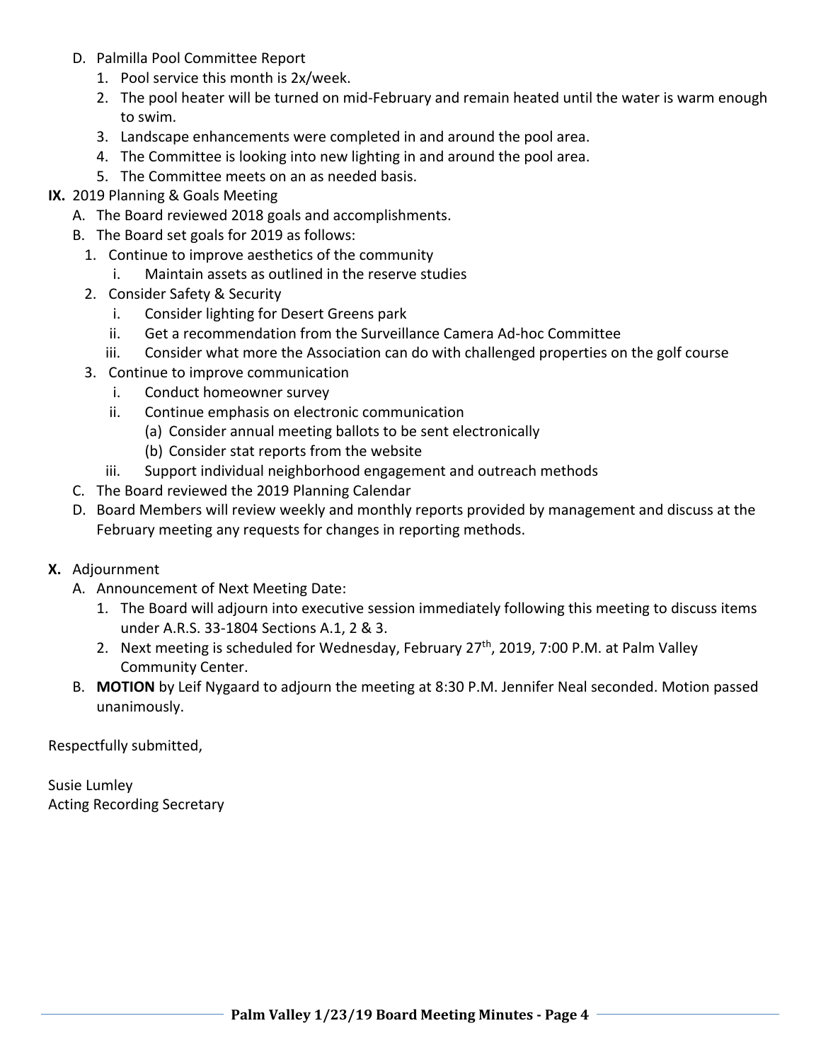D. Palmilla Pool Committee Report
   1. Pool service this month is 2x/week.
   2. The pool heater will be turned on mid-February and remain heated until the water is warm enough to swim.
   3. Landscape enhancements were completed in and around the pool area.
   4. The Committee is looking into new lighting in and around the pool area.
   5. The Committee meets on an as needed basis.

**IX.** 2019 Planning & Goals Meeting

A. The Board reviewed 2018 goals and accomplishments.

B. The Board set goals for 2019 as follows:
   1. Continue to improve aesthetics of the community
      i. Maintain assets as outlined in the reserve studies
   2. Consider Safety & Security
      i. Consider lighting for Desert Greens park
      ii. Get a recommendation from the Surveillance Camera Ad-hoc Committee
      iii. Consider what more the Association can do with challenged properties on the golf course
   3. Continue to improve communication
      i. Conduct homeowner survey
      ii. Continue emphasis on electronic communication
         (a) Consider annual meeting ballots to be sent electronically
         (b) Consider stat reports from the website
      iii. Support individual neighborhood engagement and outreach methods

C. The Board reviewed the 2019 Planning Calendar

D. Board Members will review weekly and monthly reports provided by management and discuss at the February meeting any requests for changes in reporting methods.

**X.** Adjournment

A. Announcement of Next Meeting Date:
   1. The Board will adjourn into executive session immediately following this meeting to discuss items under A.R.S. 33-1804 Sections A.1, 2 & 3.
   2. Next meeting is scheduled for Wednesday, February 27th, 2019, 7:00 P.M. at Palm Valley Community Center.

B. **MOTION** by Leif Nygaard to adjourn the meeting at 8:30 P.M. Jennifer Neal seconded. Motion passed unanimously.

Respectfully submitted,

Susie Lumley
Acting Recording Secretary